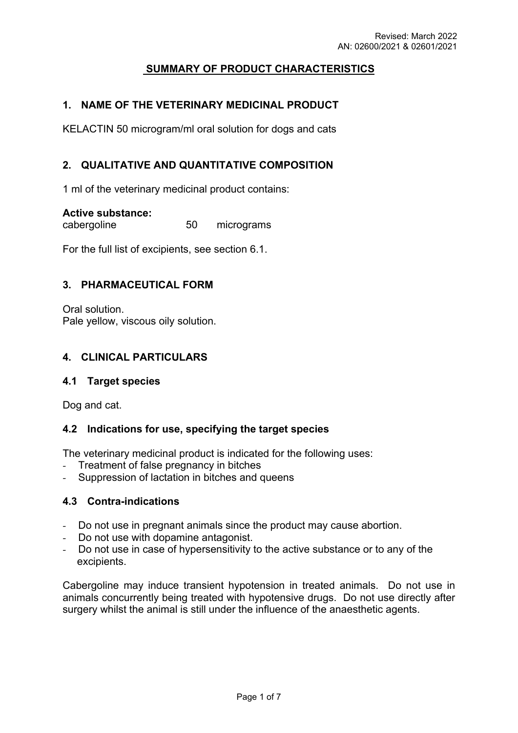Revised: March 2022
AN: 02600/2021 & 02601/2021

# SUMMARY OF PRODUCT CHARACTERISTICS

## 1. NAME OF THE VETERINARY MEDICINAL PRODUCT

KELACTIN 50 microgram/ml oral solution for dogs and cats

## 2. QUALITATIVE AND QUANTITATIVE COMPOSITION

1 ml of the veterinary medicinal product contains:

**Active substance:**
cabergoline 50 micrograms

For the full list of excipients, see section 6.1.

## 3. PHARMACEUTICAL FORM

Oral solution.
Pale yellow, viscous oily solution.

## 4. CLINICAL PARTICULARS

### 4.1 Target species

Dog and cat.

### 4.2 Indications for use, specifying the target species

The veterinary medicinal product is indicated for the following uses:

- Treatment of false pregnancy in bitches
- Suppression of lactation in bitches and queens

### 4.3 Contra-indications

- Do not use in pregnant animals since the product may cause abortion.
- Do not use with dopamine antagonist.
- Do not use in case of hypersensitivity to the active substance or to any of the excipients.

Cabergoline may induce transient hypotension in treated animals. Do not use in animals concurrently being treated with hypotensive drugs. Do not use directly after surgery whilst the animal is still under the influence of the anaesthetic agents.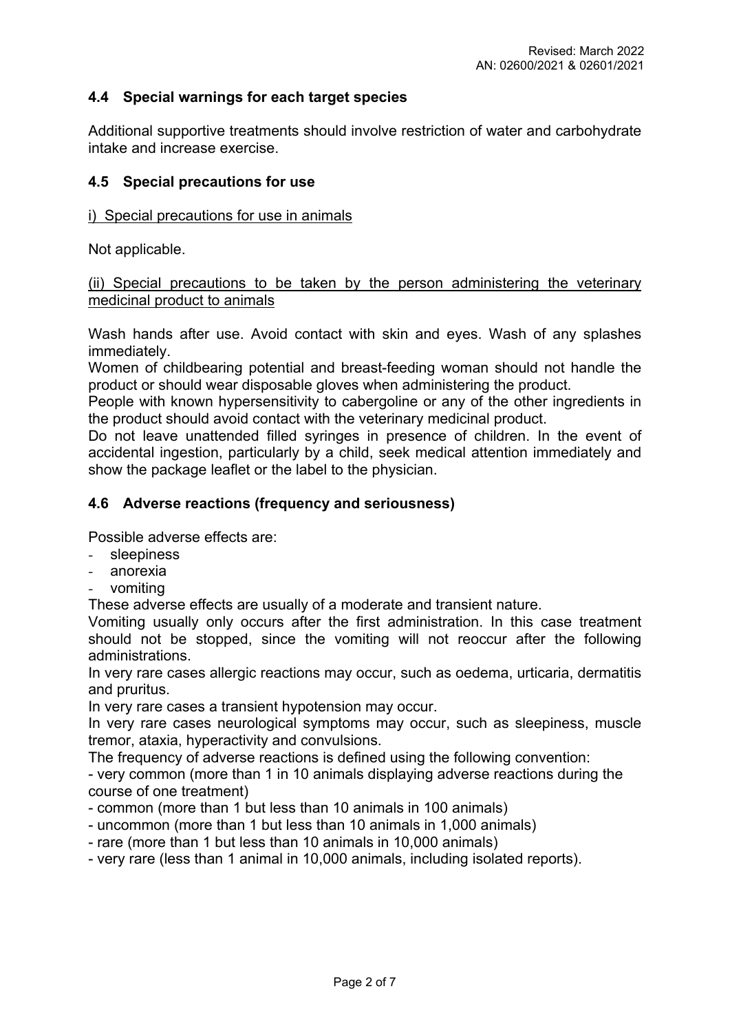## 4.4 Special warnings for each target species

Additional supportive treatments should involve restriction of water and carbohydrate intake and increase exercise.

## 4.5 Special precautions for use

i) Special precautions for use in animals

Not applicable.

(ii) Special precautions to be taken by the person administering the veterinary medicinal product to animals

Wash hands after use. Avoid contact with skin and eyes. Wash of any splashes immediately.
Women of childbearing potential and breast-feeding woman should not handle the product or should wear disposable gloves when administering the product.
People with known hypersensitivity to cabergoline or any of the other ingredients in the product should avoid contact with the veterinary medicinal product.
Do not leave unattended filled syringes in presence of children. In the event of accidental ingestion, particularly by a child, seek medical attention immediately and show the package leaflet or the label to the physician.

## 4.6 Adverse reactions (frequency and seriousness)

Possible adverse effects are:

- sleepiness
- anorexia
- vomiting

These adverse effects are usually of a moderate and transient nature.
Vomiting usually only occurs after the first administration. In this case treatment should not be stopped, since the vomiting will not reoccur after the following administrations.
In very rare cases allergic reactions may occur, such as oedema, urticaria, dermatitis and pruritus.
In very rare cases a transient hypotension may occur.
In very rare cases neurological symptoms may occur, such as sleepiness, muscle tremor, ataxia, hyperactivity and convulsions.
The frequency of adverse reactions is defined using the following convention:
- very common (more than 1 in 10 animals displaying adverse reactions during the course of one treatment)
- common (more than 1 but less than 10 animals in 100 animals)
- uncommon (more than 1 but less than 10 animals in 1,000 animals)
- rare (more than 1 but less than 10 animals in 10,000 animals)
- very rare (less than 1 animal in 10,000 animals, including isolated reports).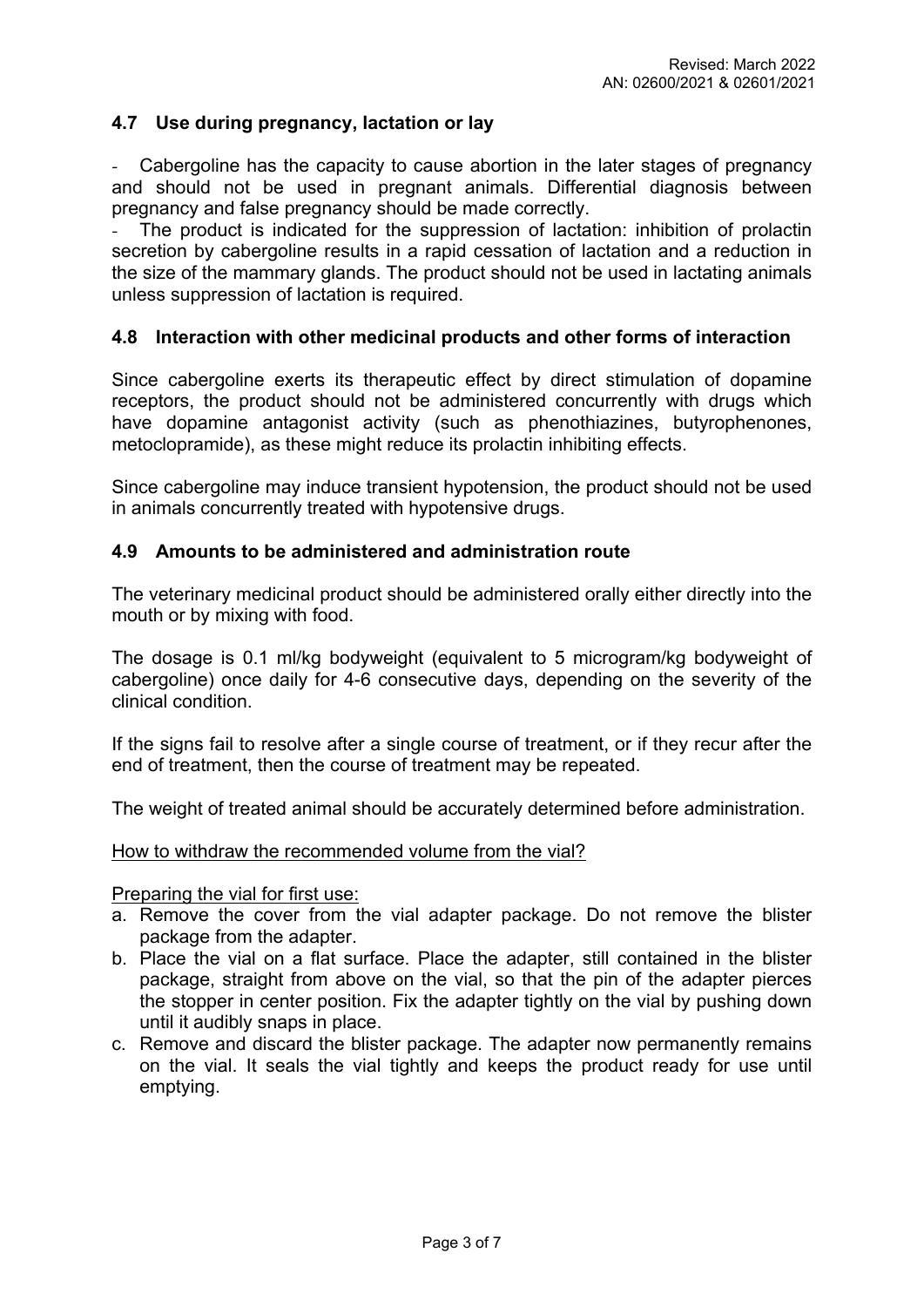## 4.7 Use during pregnancy, lactation or lay

- Cabergoline has the capacity to cause abortion in the later stages of pregnancy and should not be used in pregnant animals. Differential diagnosis between pregnancy and false pregnancy should be made correctly.
- The product is indicated for the suppression of lactation: inhibition of prolactin secretion by cabergoline results in a rapid cessation of lactation and a reduction in the size of the mammary glands. The product should not be used in lactating animals unless suppression of lactation is required.

## 4.8 Interaction with other medicinal products and other forms of interaction

Since cabergoline exerts its therapeutic effect by direct stimulation of dopamine receptors, the product should not be administered concurrently with drugs which have dopamine antagonist activity (such as phenothiazines, butyrophenones, metoclopramide), as these might reduce its prolactin inhibiting effects.

Since cabergoline may induce transient hypotension, the product should not be used in animals concurrently treated with hypotensive drugs.

## 4.9 Amounts to be administered and administration route

The veterinary medicinal product should be administered orally either directly into the mouth or by mixing with food.

The dosage is 0.1 ml/kg bodyweight (equivalent to 5 microgram/kg bodyweight of cabergoline) once daily for 4-6 consecutive days, depending on the severity of the clinical condition.

If the signs fail to resolve after a single course of treatment, or if they recur after the end of treatment, then the course of treatment may be repeated.

The weight of treated animal should be accurately determined before administration.

How to withdraw the recommended volume from the vial?

Preparing the vial for first use:

a. Remove the cover from the vial adapter package. Do not remove the blister package from the adapter.
b. Place the vial on a flat surface. Place the adapter, still contained in the blister package, straight from above on the vial, so that the pin of the adapter pierces the stopper in center position. Fix the adapter tightly on the vial by pushing down until it audibly snaps in place.
c. Remove and discard the blister package. The adapter now permanently remains on the vial. It seals the vial tightly and keeps the product ready for use until emptying.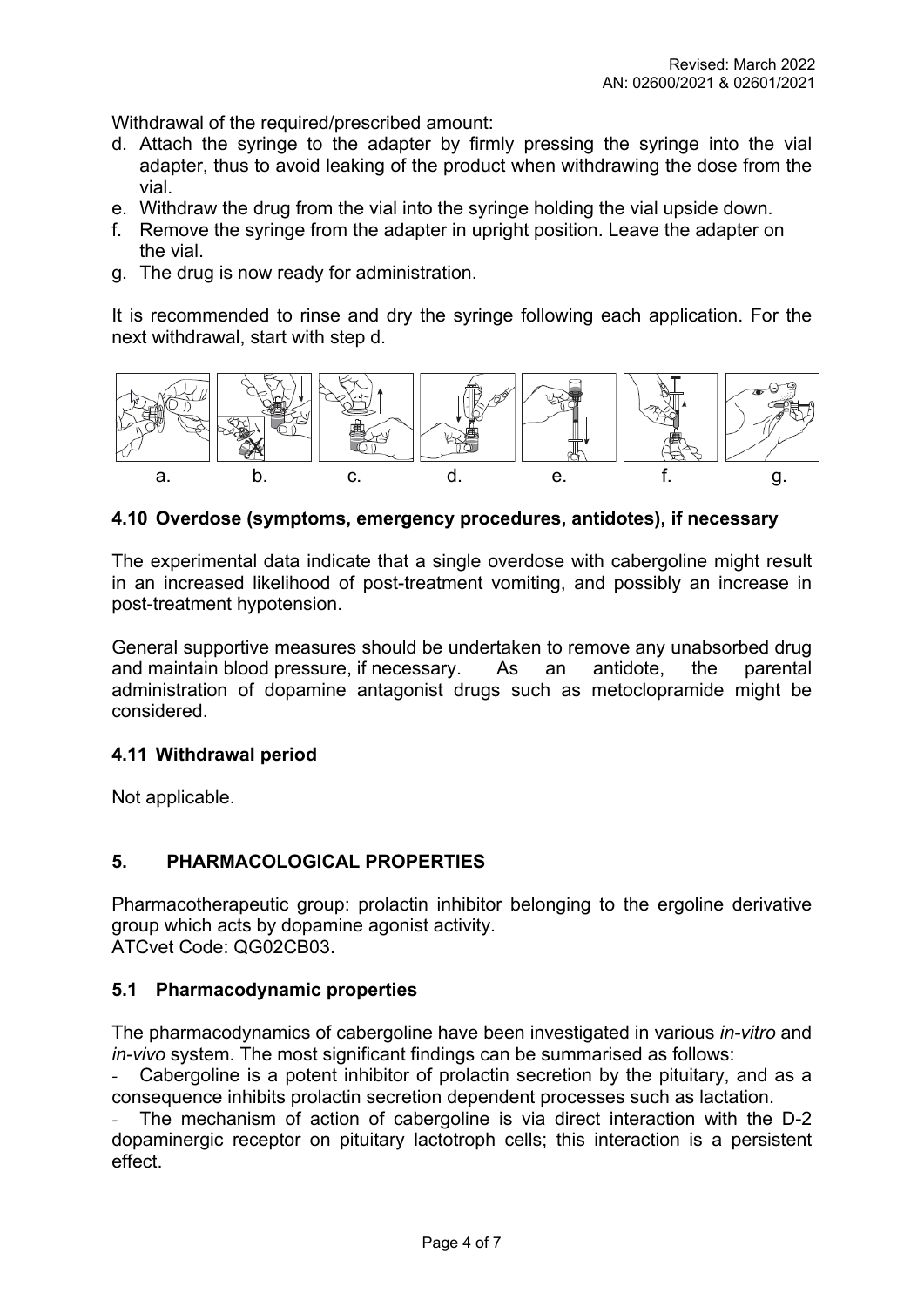Withdrawal of the required/prescribed amount:

d. Attach the syringe to the adapter by firmly pressing the syringe into the vial adapter, thus to avoid leaking of the product when withdrawing the dose from the vial.
e. Withdraw the drug from the vial into the syringe holding the vial upside down.
f. Remove the syringe from the adapter in upright position. Leave the adapter on the vial.
g. The drug is now ready for administration.

It is recommended to rinse and dry the syringe following each application. For the next withdrawal, start with step d.

a. b. c. d. e. f. g.

### 4.10 Overdose (symptoms, emergency procedures, antidotes), if necessary

The experimental data indicate that a single overdose with cabergoline might result in an increased likelihood of post-treatment vomiting, and possibly an increase in post-treatment hypotension.

General supportive measures should be undertaken to remove any unabsorbed drug and maintain blood pressure, if necessary. As an antidote, the parental administration of dopamine antagonist drugs such as metoclopramide might be considered.

### 4.11 Withdrawal period

Not applicable.

## 5. PHARMACOLOGICAL PROPERTIES

Pharmacotherapeutic group: prolactin inhibitor belonging to the ergoline derivative group which acts by dopamine agonist activity.
ATCvet Code: QG02CB03.

### 5.1 Pharmacodynamic properties

The pharmacodynamics of cabergoline have been investigated in various *in-vitro* and *in-vivo* system. The most significant findings can be summarised as follows:

- Cabergoline is a potent inhibitor of prolactin secretion by the pituitary, and as a consequence inhibits prolactin secretion dependent processes such as lactation.
- The mechanism of action of cabergoline is via direct interaction with the D-2 dopaminergic receptor on pituitary lactotroph cells; this interaction is a persistent effect.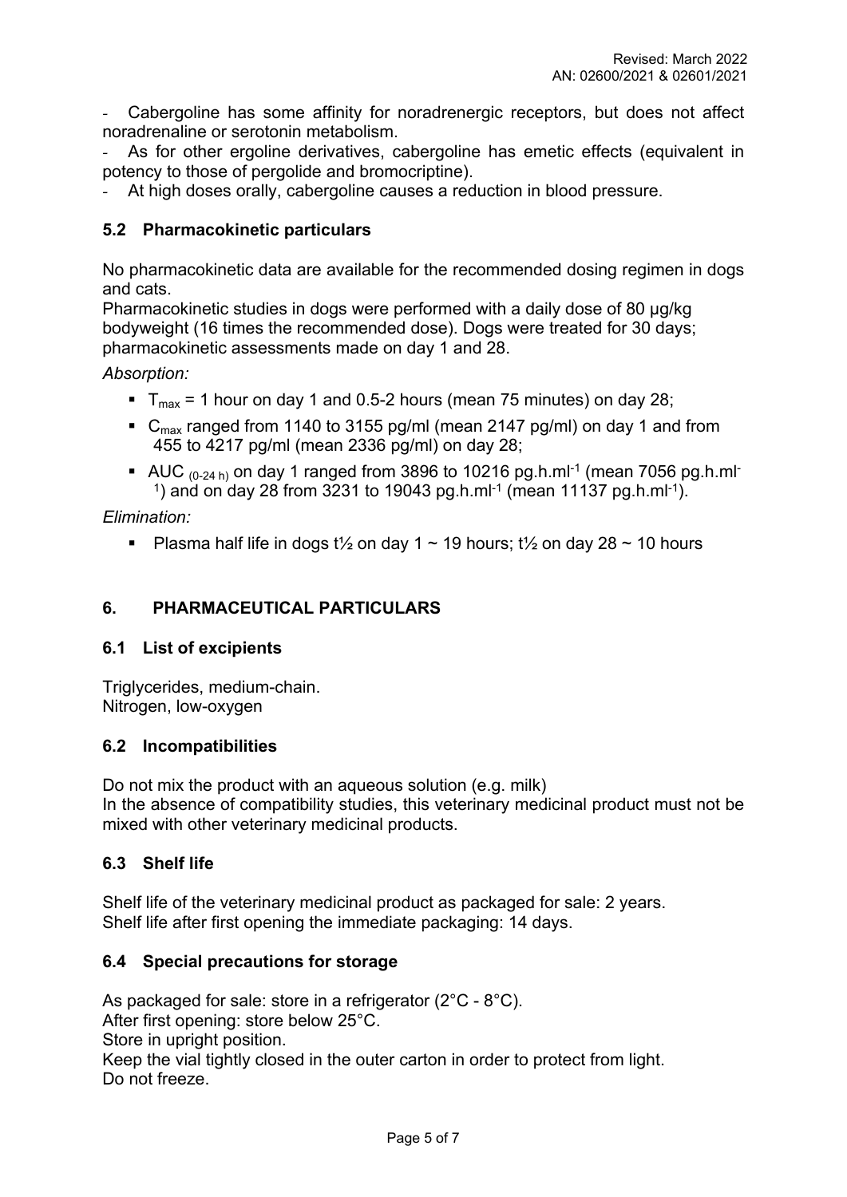- Cabergoline has some affinity for noradrenergic receptors, but does not affect noradrenaline or serotonin metabolism.
- As for other ergoline derivatives, cabergoline has emetic effects (equivalent in potency to those of pergolide and bromocriptine).
- At high doses orally, cabergoline causes a reduction in blood pressure.

### 5.2 Pharmacokinetic particulars

No pharmacokinetic data are available for the recommended dosing regimen in dogs and cats.
Pharmacokinetic studies in dogs were performed with a daily dose of 80 µg/kg bodyweight (16 times the recommended dose). Dogs were treated for 30 days; pharmacokinetic assessments made on day 1 and 28.

*Absorption:*

- $T_{max}$ = 1 hour on day 1 and 0.5-2 hours (mean 75 minutes) on day 28;
- $C_{max}$ ranged from 1140 to 3155 pg/ml (mean 2147 pg/ml) on day 1 and from 455 to 4217 pg/ml (mean 2336 pg/ml) on day 28;
- AUC $_{(0\text{-}24\text{ h})}$ on day 1 ranged from 3896 to 10216 pg.h.ml$^{-1}$ (mean 7056 pg.h.ml$^{-1}$) and on day 28 from 3231 to 19043 pg.h.ml$^{-1}$ (mean 11137 pg.h.ml$^{-1}$).

*Elimination:*

- Plasma half life in dogs t½ on day 1 ~ 19 hours; t½ on day 28 ~ 10 hours

## 6. PHARMACEUTICAL PARTICULARS

### 6.1 List of excipients

Triglycerides, medium-chain.
Nitrogen, low-oxygen

### 6.2 Incompatibilities

Do not mix the product with an aqueous solution (e.g. milk)
In the absence of compatibility studies, this veterinary medicinal product must not be mixed with other veterinary medicinal products.

### 6.3 Shelf life

Shelf life of the veterinary medicinal product as packaged for sale: 2 years.
Shelf life after first opening the immediate packaging: 14 days.

### 6.4 Special precautions for storage

As packaged for sale: store in a refrigerator (2°C - 8°C).
After first opening: store below 25°C.
Store in upright position.
Keep the vial tightly closed in the outer carton in order to protect from light.
Do not freeze.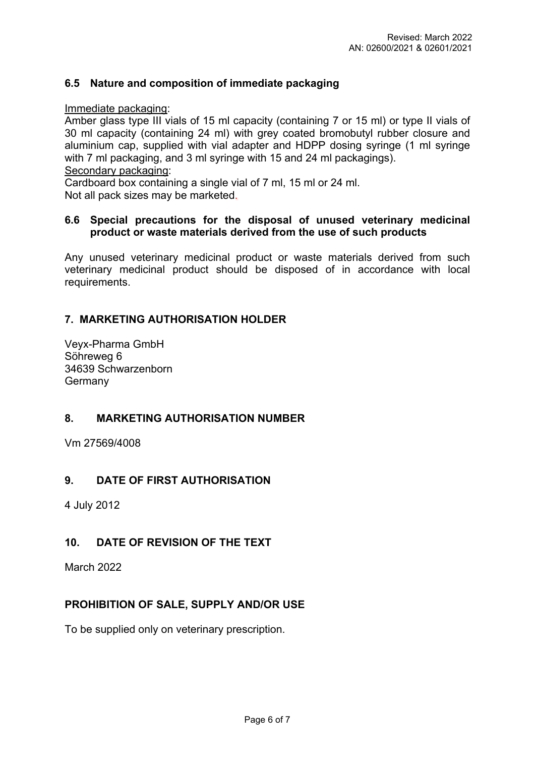### 6.5 Nature and composition of immediate packaging

Immediate packaging:

Amber glass type III vials of 15 ml capacity (containing 7 or 15 ml) or type II vials of 30 ml capacity (containing 24 ml) with grey coated bromobutyl rubber closure and aluminium cap, supplied with vial adapter and HDPP dosing syringe (1 ml syringe with 7 ml packaging, and 3 ml syringe with 15 and 24 ml packagings).

Secondary packaging:

Cardboard box containing a single vial of 7 ml, 15 ml or 24 ml.

Not all pack sizes may be marketed.

### 6.6 Special precautions for the disposal of unused veterinary medicinal product or waste materials derived from the use of such products

Any unused veterinary medicinal product or waste materials derived from such veterinary medicinal product should be disposed of in accordance with local requirements.

## 7. MARKETING AUTHORISATION HOLDER

Veyx-Pharma GmbH
Söhreweg 6
34639 Schwarzenborn
Germany

## 8. MARKETING AUTHORISATION NUMBER

Vm 27569/4008

## 9. DATE OF FIRST AUTHORISATION

4 July 2012

## 10. DATE OF REVISION OF THE TEXT

March 2022

## PROHIBITION OF SALE, SUPPLY AND/OR USE

To be supplied only on veterinary prescription.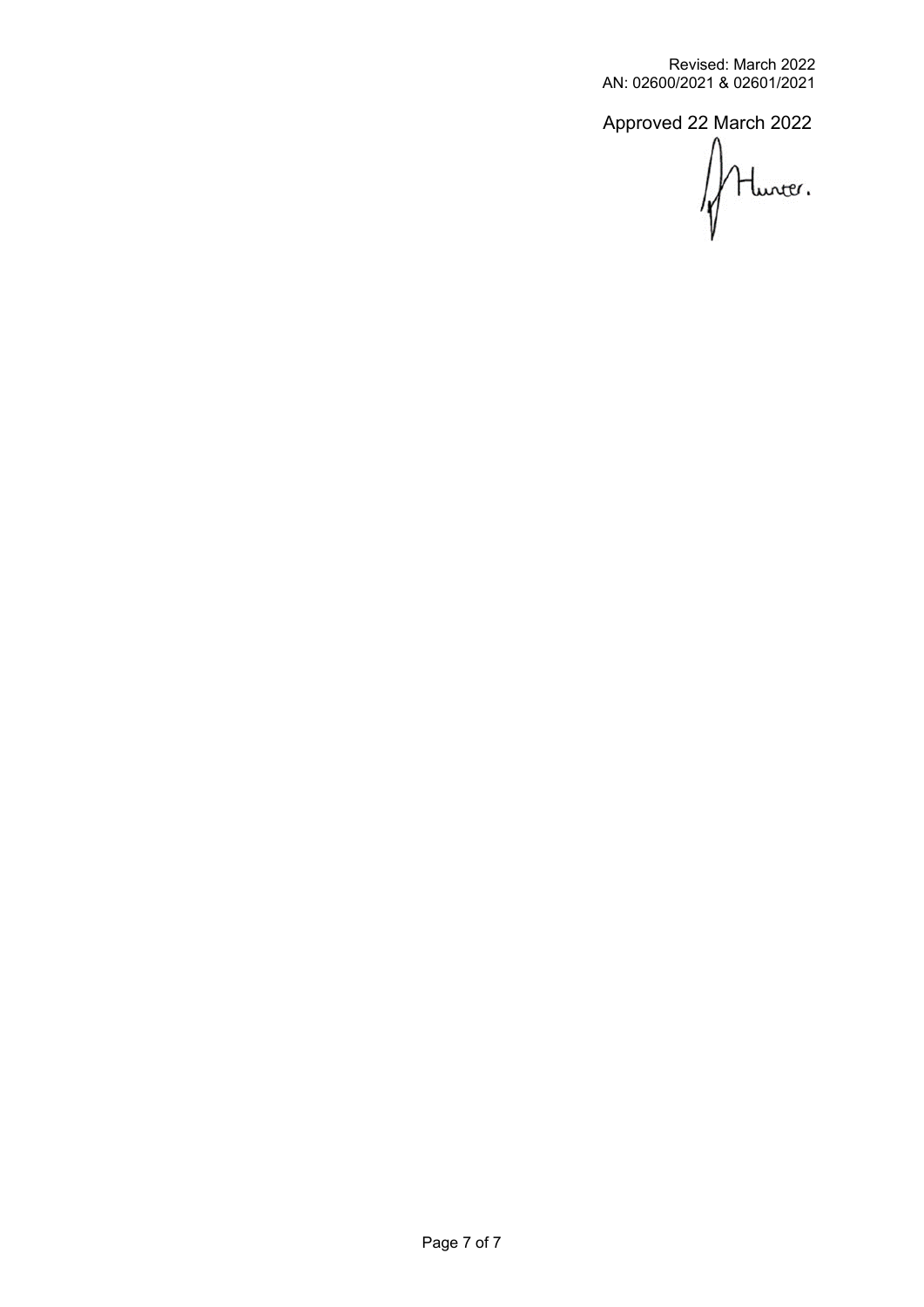Revised: March 2022
AN: 02600/2021 & 02601/2021

Approved 22 March 2022

Hunter.